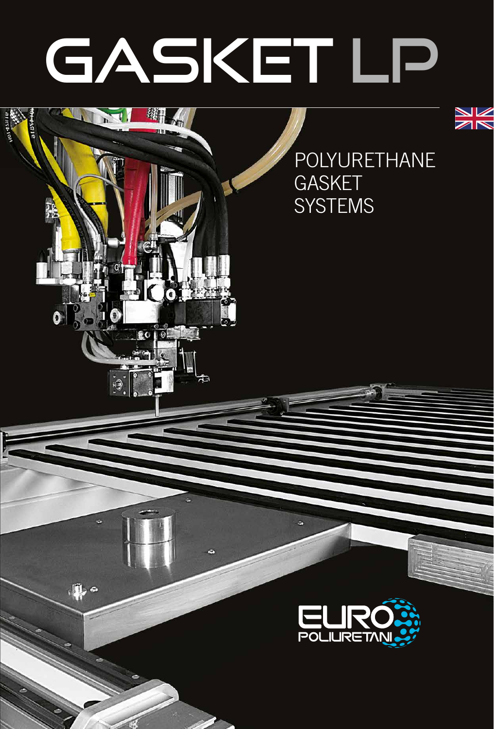# GASKET LP

POLYURETHANE
GASKET
SYSTEMS

EURO POLIURETANI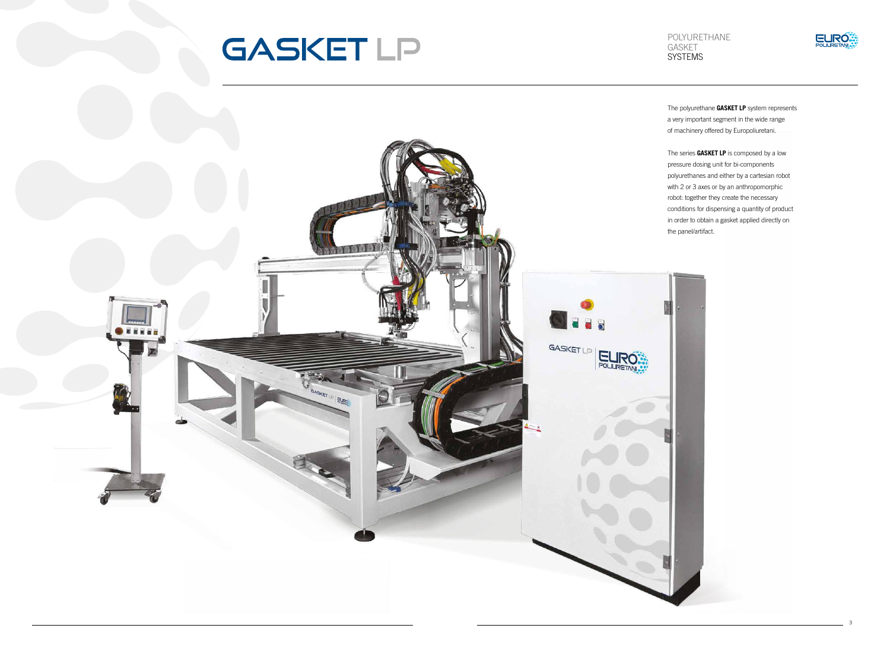# GASKET LP

POLYURETHANE
GASKET
SYSTEMS

The polyurethane **GASKET LP** system represents a very important segment in the wide range of machinery offered by Europoliuretani.

The series **GASKET LP** is composed by a low pressure dosing unit for bi-components polyurethanes and either by a cartesian robot with 2 or 3 axes or by an anthropomorphic robot: together they create the necessary conditions for dispensing a quantity of product in order to obtain a gasket applied directly on the panel/artifact.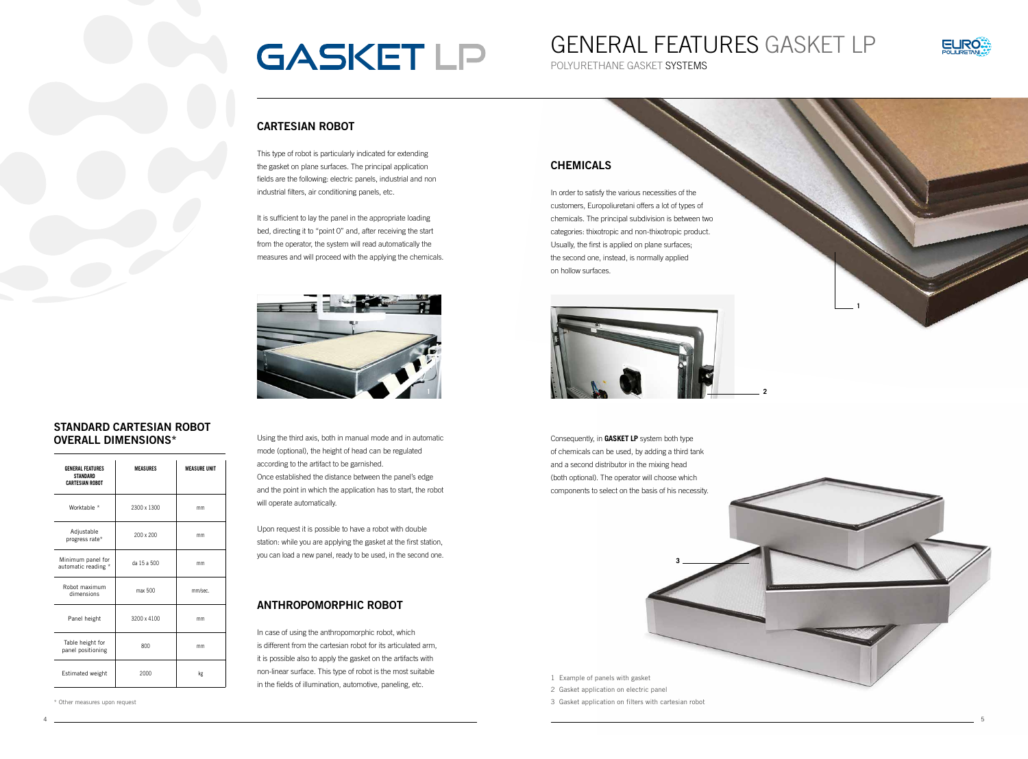# GASKET LP

## CARTESIAN ROBOT

This type of robot is particularly indicated for extending the gasket on plane surfaces. The principal application fields are the following: electric panels, industrial and non industrial filters, air conditioning panels, etc.

It is sufficient to lay the panel in the appropriate loading bed, directing it to "point 0" and, after receiving the start from the operator, the system will read automatically the measures and will proceed with the applying the chemicals.

Using the third axis, both in manual mode and in automatic mode (optional), the height of head can be regulated according to the artifact to be garnished.
Once established the distance between the panel's edge and the point in which the application has to start, the robot will operate automatically.

Upon request it is possible to have a robot with double station: while you are applying the gasket at the first station, you can load a new panel, ready to be used, in the second one.

## STANDARD CARTESIAN ROBOT OVERALL DIMENSIONS*

| GENERAL FEATURES STANDARD CARTESIAN ROBOT | MEASURES | MEASURE UNIT |
|---|---|---|
| Worktable * | 2300 x 1300 | mm |
| Adjustable progress rate* | 200 x 200 | mm |
| Minimum panel for automatic reading * | da 15 a 500 | mm |
| Robot maximum dimensions | max 500 | mm/sec. |
| Panel height | 3200 x 4100 | mm |
| Table height for panel positioning | 800 | mm |
| Estimated weight | 2000 | kg |

\* Other measures upon request

## ANTHROPOMORPHIC ROBOT

In case of using the anthropomorphic robot, which is different from the cartesian robot for its articulated arm, it is possible also to apply the gasket on the artifacts with non-linear surface. This type of robot is the most suitable in the fields of illumination, automotive, paneling, etc.

# GENERAL FEATURES GASKET LP

POLYURETHANE GASKET SYSTEMS

## CHEMICALS

In order to satisfy the various necessities of the customers, Europoliuretani offers a lot of types of chemicals. The principal subdivision is between two categories: thixotropic and non-thixotropic product. Usually, the first is applied on plane surfaces; the second one, instead, is normally applied on hollow surfaces.

Consequently, in **GASKET LP** system both type of chemicals can be used, by adding a third tank and a second distributor in the mixing head (both optional). The operator will choose which components to select on the basis of his necessity.

1 Example of panels with gasket
2 Gasket application on electric panel
3 Gasket application on filters with cartesian robot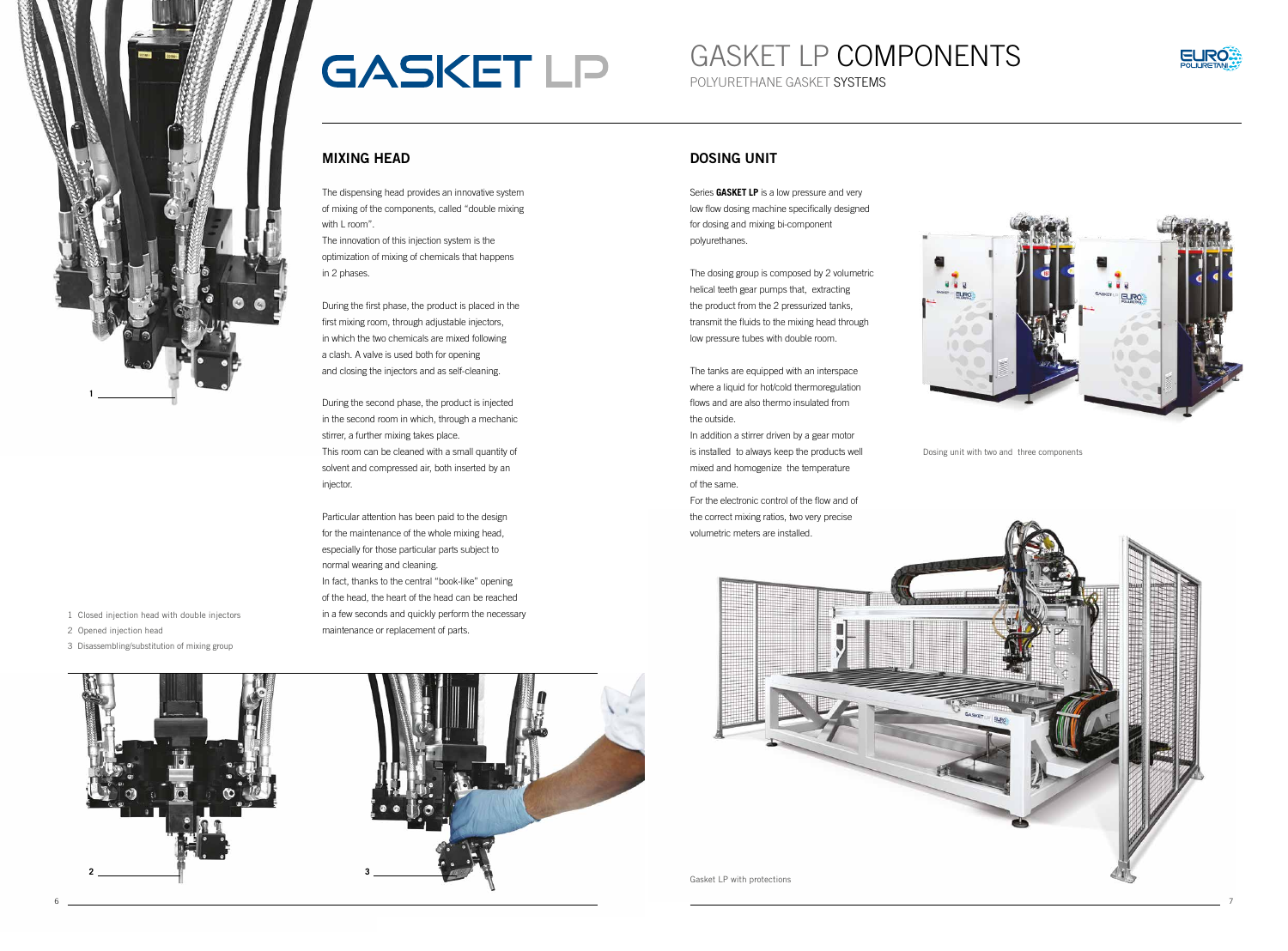# GASKET LP

# GASKET LP COMPONENTS

POLYURETHANE GASKET SYSTEMS

## MIXING HEAD

The dispensing head provides an innovative system of mixing of the components, called "double mixing with L room".
The innovation of this injection system is the optimization of mixing of chemicals that happens in 2 phases.

During the first phase, the product is placed in the first mixing room, through adjustable injectors, in which the two chemicals are mixed following a clash. A valve is used both for opening and closing the injectors and as self-cleaning.

During the second phase, the product is injected in the second room in which, through a mechanic stirrer, a further mixing takes place.
This room can be cleaned with a small quantity of solvent and compressed air, both inserted by an injector.

Particular attention has been paid to the design for the maintenance of the whole mixing head, especially for those particular parts subject to normal wearing and cleaning.
In fact, thanks to the central "book-like" opening of the head, the heart of the head can be reached in a few seconds and quickly perform the necessary maintenance or replacement of parts.

1 Closed injection head with double injectors
2 Opened injection head
3 Disassembling/substitution of mixing group

## DOSING UNIT

Series **GASKET LP** is a low pressure and very low flow dosing machine specifically designed for dosing and mixing bi-component polyurethanes.

The dosing group is composed by 2 volumetric helical teeth gear pumps that, extracting the product from the 2 pressurized tanks, transmit the fluids to the mixing head through low pressure tubes with double room.

The tanks are equipped with an interspace where a liquid for hot/cold thermoregulation flows and are also thermo insulated from the outside.
In addition a stirrer driven by a gear motor is installed to always keep the products well mixed and homogenize the temperature of the same.
For the electronic control of the flow and of the correct mixing ratios, two very precise volumetric meters are installed.

Dosing unit with two and three components

Gasket LP with protections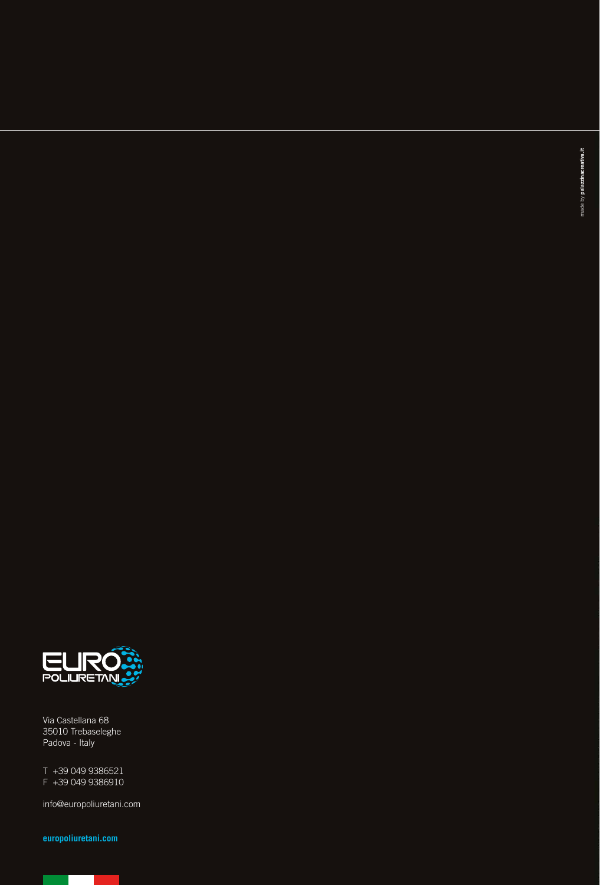made by **palazzinacreativa.it**

EURO POLIURETANI

Via Castellana 68
35010 Trebaseleghe
Padova - Italy

T +39 049 9386521
F +39 049 9386910

info@europoliuretani.com

**europoliuretani.com**